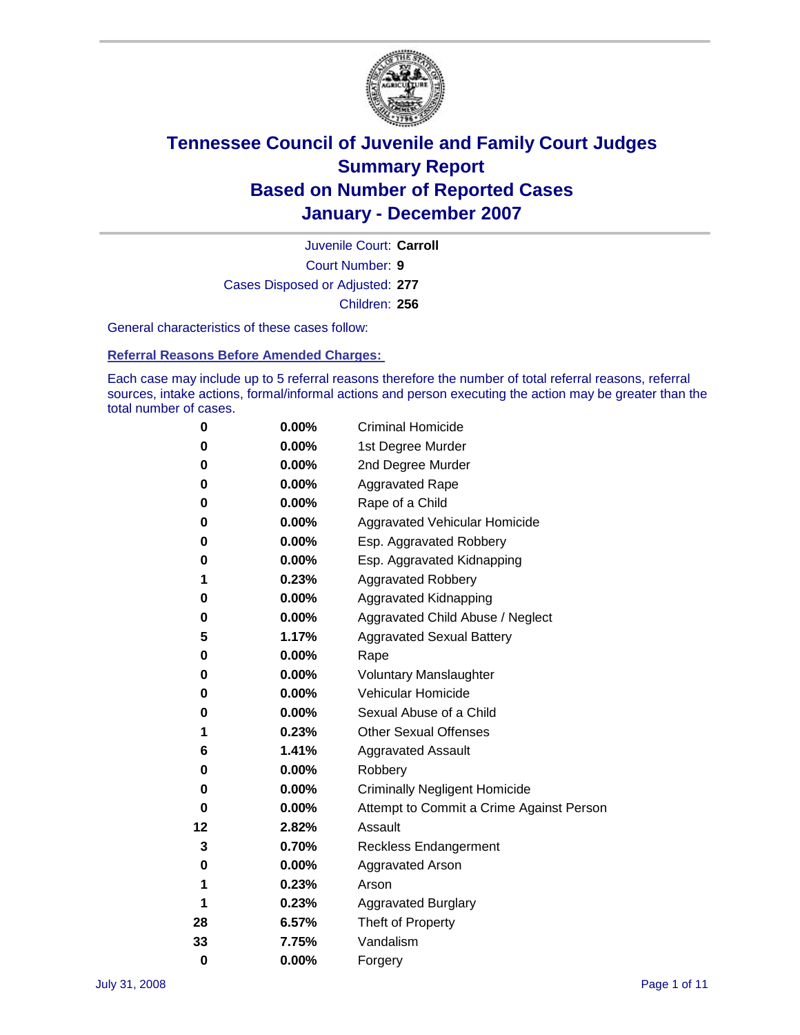# Tennessee Council of Juvenile and Family Court Judges
## Summary Report
## Based on Number of Reported Cases
## January - December 2007

Juvenile Court: **Carroll**

Court Number: **9**

Cases Disposed or Adjusted: **277**

Children: **256**

General characteristics of these cases follow:

### Referral Reasons Before Amended Charges:

Each case may include up to 5 referral reasons therefore the number of total referral reasons, referral sources, intake actions, formal/informal actions and person executing the action may be greater than the total number of cases.

| Count | Percent | Referral Reason |
|---|---|---|
| 0 | 0.00% | Criminal Homicide |
| 0 | 0.00% | 1st Degree Murder |
| 0 | 0.00% | 2nd Degree Murder |
| 0 | 0.00% | Aggravated Rape |
| 0 | 0.00% | Rape of a Child |
| 0 | 0.00% | Aggravated Vehicular Homicide |
| 0 | 0.00% | Esp. Aggravated Robbery |
| 0 | 0.00% | Esp. Aggravated Kidnapping |
| 1 | 0.23% | Aggravated Robbery |
| 0 | 0.00% | Aggravated Kidnapping |
| 0 | 0.00% | Aggravated Child Abuse / Neglect |
| 5 | 1.17% | Aggravated Sexual Battery |
| 0 | 0.00% | Rape |
| 0 | 0.00% | Voluntary Manslaughter |
| 0 | 0.00% | Vehicular Homicide |
| 0 | 0.00% | Sexual Abuse of a Child |
| 1 | 0.23% | Other Sexual Offenses |
| 6 | 1.41% | Aggravated Assault |
| 0 | 0.00% | Robbery |
| 0 | 0.00% | Criminally Negligent Homicide |
| 0 | 0.00% | Attempt to Commit a Crime Against Person |
| 12 | 2.82% | Assault |
| 3 | 0.70% | Reckless Endangerment |
| 0 | 0.00% | Aggravated Arson |
| 1 | 0.23% | Arson |
| 1 | 0.23% | Aggravated Burglary |
| 28 | 6.57% | Theft of Property |
| 33 | 7.75% | Vandalism |
| 0 | 0.00% | Forgery |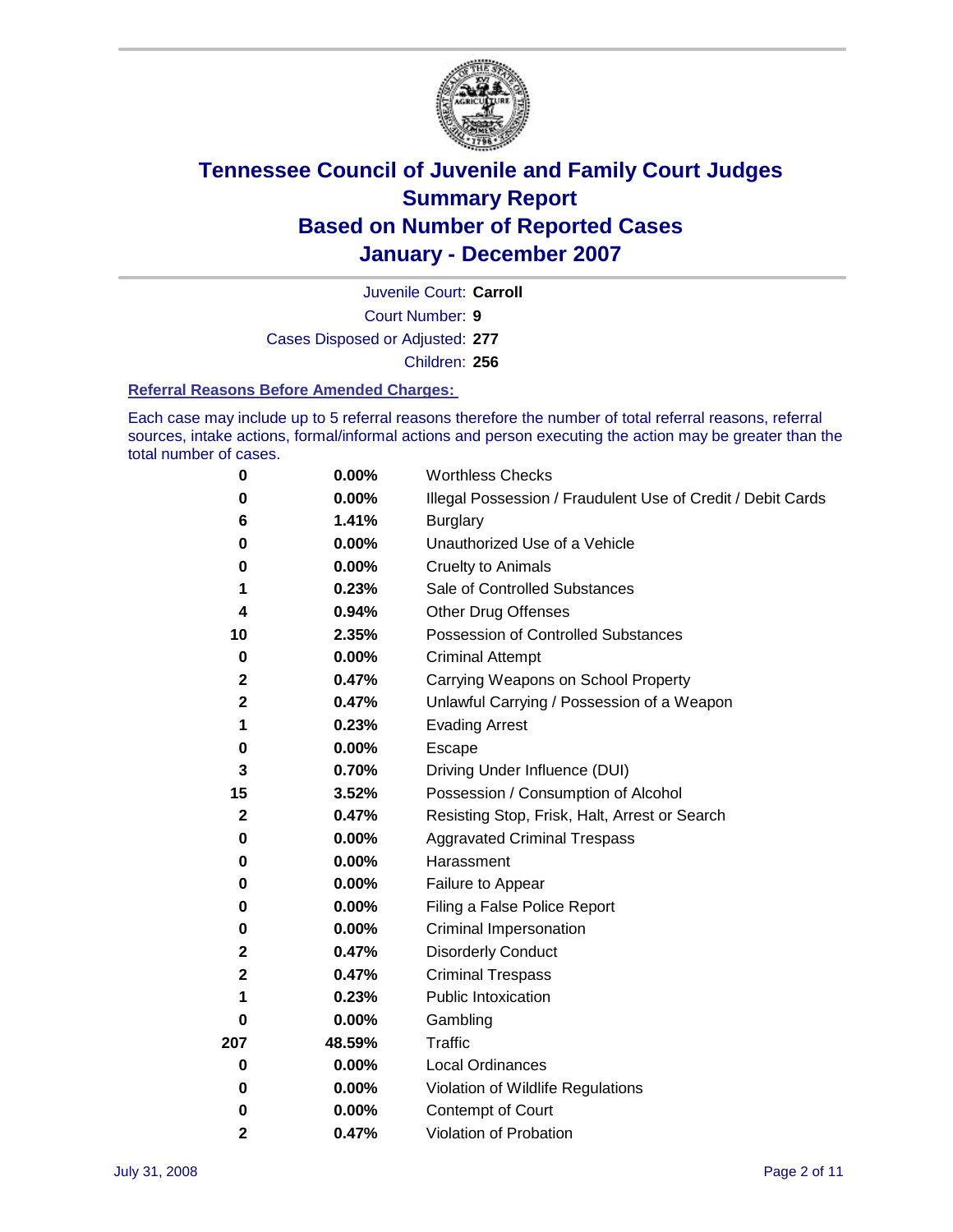# Tennessee Council of Juvenile and Family Court Judges
# Summary Report
# Based on Number of Reported Cases
# January - December 2007

Juvenile Court: **Carroll**

Court Number: **9**

Cases Disposed or Adjusted: **277**

Children: **256**

### Referral Reasons Before Amended Charges:

Each case may include up to 5 referral reasons therefore the number of total referral reasons, referral sources, intake actions, formal/informal actions and person executing the action may be greater than the total number of cases.

| | | |
|---|---|---|
| 0 | 0.00% | Worthless Checks |
| 0 | 0.00% | Illegal Possession / Fraudulent Use of Credit / Debit Cards |
| 6 | 1.41% | Burglary |
| 0 | 0.00% | Unauthorized Use of a Vehicle |
| 0 | 0.00% | Cruelty to Animals |
| 1 | 0.23% | Sale of Controlled Substances |
| 4 | 0.94% | Other Drug Offenses |
| 10 | 2.35% | Possession of Controlled Substances |
| 0 | 0.00% | Criminal Attempt |
| 2 | 0.47% | Carrying Weapons on School Property |
| 2 | 0.47% | Unlawful Carrying / Possession of a Weapon |
| 1 | 0.23% | Evading Arrest |
| 0 | 0.00% | Escape |
| 3 | 0.70% | Driving Under Influence (DUI) |
| 15 | 3.52% | Possession / Consumption of Alcohol |
| 2 | 0.47% | Resisting Stop, Frisk, Halt, Arrest or Search |
| 0 | 0.00% | Aggravated Criminal Trespass |
| 0 | 0.00% | Harassment |
| 0 | 0.00% | Failure to Appear |
| 0 | 0.00% | Filing a False Police Report |
| 0 | 0.00% | Criminal Impersonation |
| 2 | 0.47% | Disorderly Conduct |
| 2 | 0.47% | Criminal Trespass |
| 1 | 0.23% | Public Intoxication |
| 0 | 0.00% | Gambling |
| 207 | 48.59% | Traffic |
| 0 | 0.00% | Local Ordinances |
| 0 | 0.00% | Violation of Wildlife Regulations |
| 0 | 0.00% | Contempt of Court |
| 2 | 0.47% | Violation of Probation |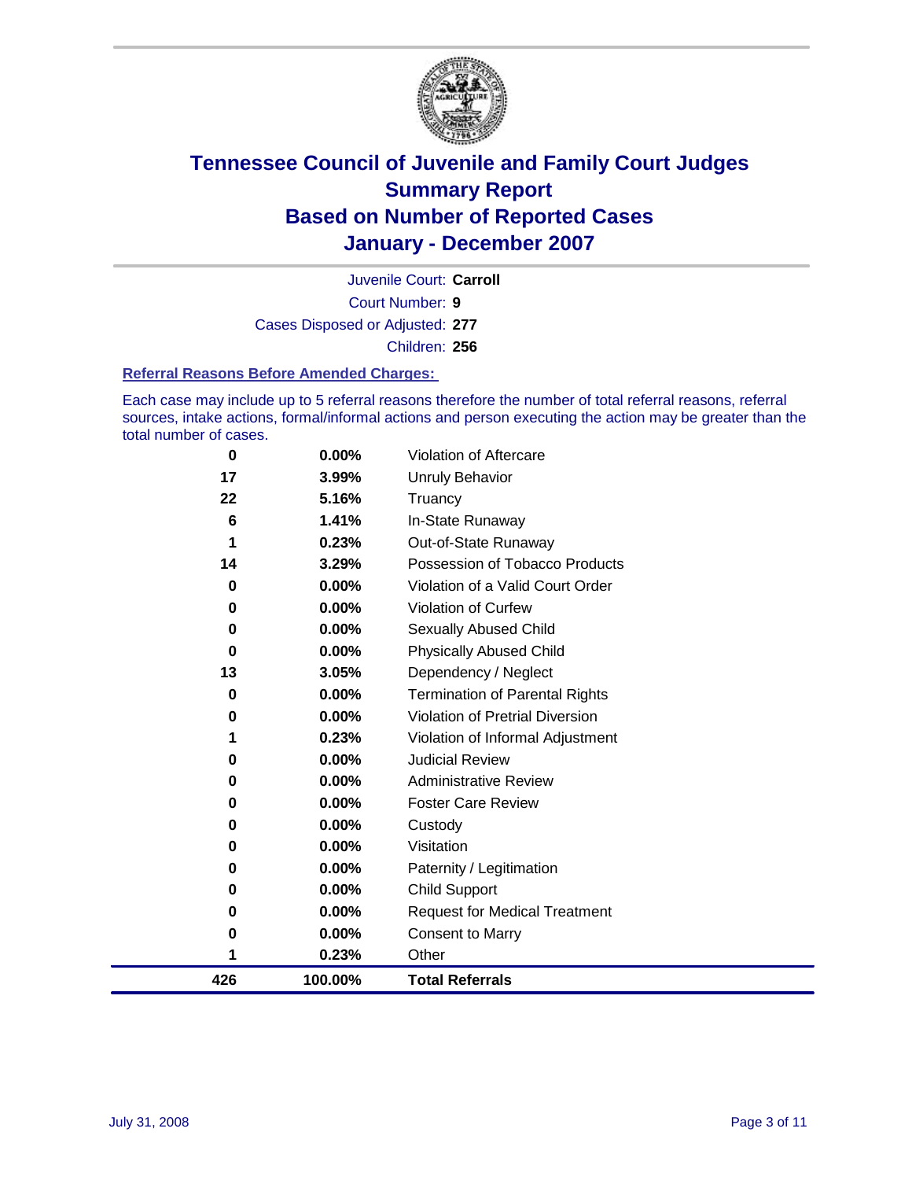# Tennessee Council of Juvenile and Family Court Judges
## Summary Report
## Based on Number of Reported Cases
## January - December 2007

Juvenile Court: **Carroll**

Court Number: **9**

Cases Disposed or Adjusted: **277**

Children: **256**

### Referral Reasons Before Amended Charges:

Each case may include up to 5 referral reasons therefore the number of total referral reasons, referral sources, intake actions, formal/informal actions and person executing the action may be greater than the total number of cases.

| | | |
|---|---|---|
| 0 | 0.00% | Violation of Aftercare |
| 17 | 3.99% | Unruly Behavior |
| 22 | 5.16% | Truancy |
| 6 | 1.41% | In-State Runaway |
| 1 | 0.23% | Out-of-State Runaway |
| 14 | 3.29% | Possession of Tobacco Products |
| 0 | 0.00% | Violation of a Valid Court Order |
| 0 | 0.00% | Violation of Curfew |
| 0 | 0.00% | Sexually Abused Child |
| 0 | 0.00% | Physically Abused Child |
| 13 | 3.05% | Dependency / Neglect |
| 0 | 0.00% | Termination of Parental Rights |
| 0 | 0.00% | Violation of Pretrial Diversion |
| 1 | 0.23% | Violation of Informal Adjustment |
| 0 | 0.00% | Judicial Review |
| 0 | 0.00% | Administrative Review |
| 0 | 0.00% | Foster Care Review |
| 0 | 0.00% | Custody |
| 0 | 0.00% | Visitation |
| 0 | 0.00% | Paternity / Legitimation |
| 0 | 0.00% | Child Support |
| 0 | 0.00% | Request for Medical Treatment |
| 0 | 0.00% | Consent to Marry |
| 1 | 0.23% | Other |
| **426** | **100.00%** | **Total Referrals** |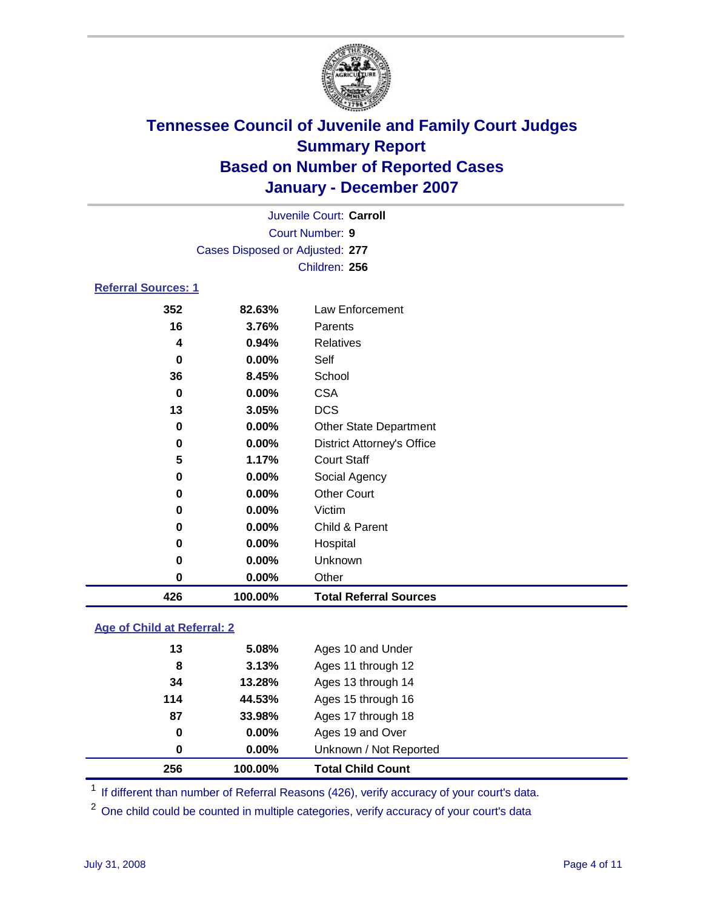# Tennessee Council of Juvenile and Family Court Judges
## Summary Report
## Based on Number of Reported Cases
## January - December 2007

Juvenile Court: **Carroll**
Court Number: **9**
Cases Disposed or Adjusted: **277**
Children: **256**

### Referral Sources: 1

| | | |
|---|---|---|
| 352 | 82.63% | Law Enforcement |
| 16 | 3.76% | Parents |
| 4 | 0.94% | Relatives |
| 0 | 0.00% | Self |
| 36 | 8.45% | School |
| 0 | 0.00% | CSA |
| 13 | 3.05% | DCS |
| 0 | 0.00% | Other State Department |
| 0 | 0.00% | District Attorney's Office |
| 5 | 1.17% | Court Staff |
| 0 | 0.00% | Social Agency |
| 0 | 0.00% | Other Court |
| 0 | 0.00% | Victim |
| 0 | 0.00% | Child & Parent |
| 0 | 0.00% | Hospital |
| 0 | 0.00% | Unknown |
| 0 | 0.00% | Other |
| **426** | **100.00%** | **Total Referral Sources** |

### Age of Child at Referral: 2

| | | |
|---|---|---|
| 13 | 5.08% | Ages 10 and Under |
| 8 | 3.13% | Ages 11 through 12 |
| 34 | 13.28% | Ages 13 through 14 |
| 114 | 44.53% | Ages 15 through 16 |
| 87 | 33.98% | Ages 17 through 18 |
| 0 | 0.00% | Ages 19 and Over |
| 0 | 0.00% | Unknown / Not Reported |
| **256** | **100.00%** | **Total Child Count** |

[1] If different than number of Referral Reasons (426), verify accuracy of your court's data.

[2] One child could be counted in multiple categories, verify accuracy of your court's data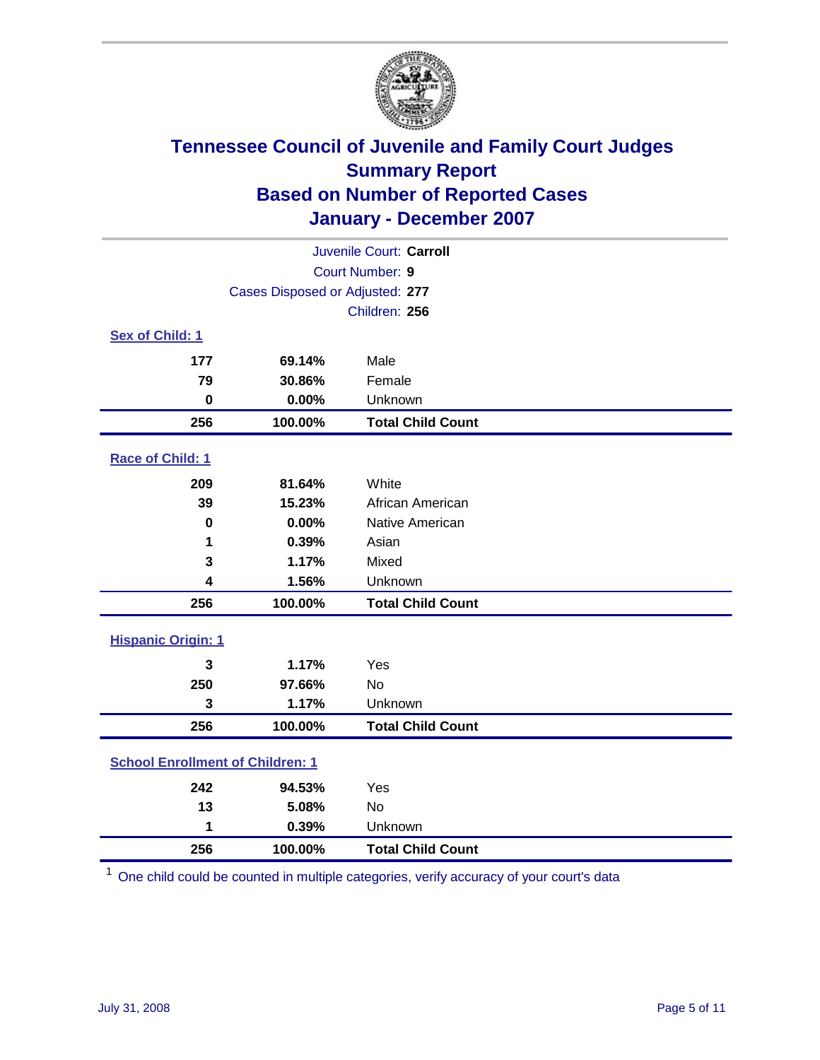# Tennessee Council of Juvenile and Family Court Judges
## Summary Report
## Based on Number of Reported Cases
## January - December 2007

Juvenile Court: **Carroll**
Court Number: **9**
Cases Disposed or Adjusted: **277**
Children: **256**

### Sex of Child: 1

| Count | Percent | Category |
|---|---|---|
| 177 | 69.14% | Male |
| 79 | 30.86% | Female |
| 0 | 0.00% | Unknown |
| **256** | **100.00%** | **Total Child Count** |

### Race of Child: 1

| Count | Percent | Category |
|---|---|---|
| 209 | 81.64% | White |
| 39 | 15.23% | African American |
| 0 | 0.00% | Native American |
| 1 | 0.39% | Asian |
| 3 | 1.17% | Mixed |
| 4 | 1.56% | Unknown |
| **256** | **100.00%** | **Total Child Count** |

### Hispanic Origin: 1

| Count | Percent | Category |
|---|---|---|
| 3 | 1.17% | Yes |
| 250 | 97.66% | No |
| 3 | 1.17% | Unknown |
| **256** | **100.00%** | **Total Child Count** |

### School Enrollment of Children: 1

| Count | Percent | Category |
|---|---|---|
| 242 | 94.53% | Yes |
| 13 | 5.08% | No |
| 1 | 0.39% | Unknown |
| **256** | **100.00%** | **Total Child Count** |

[1] One child could be counted in multiple categories, verify accuracy of your court's data

July 31, 2008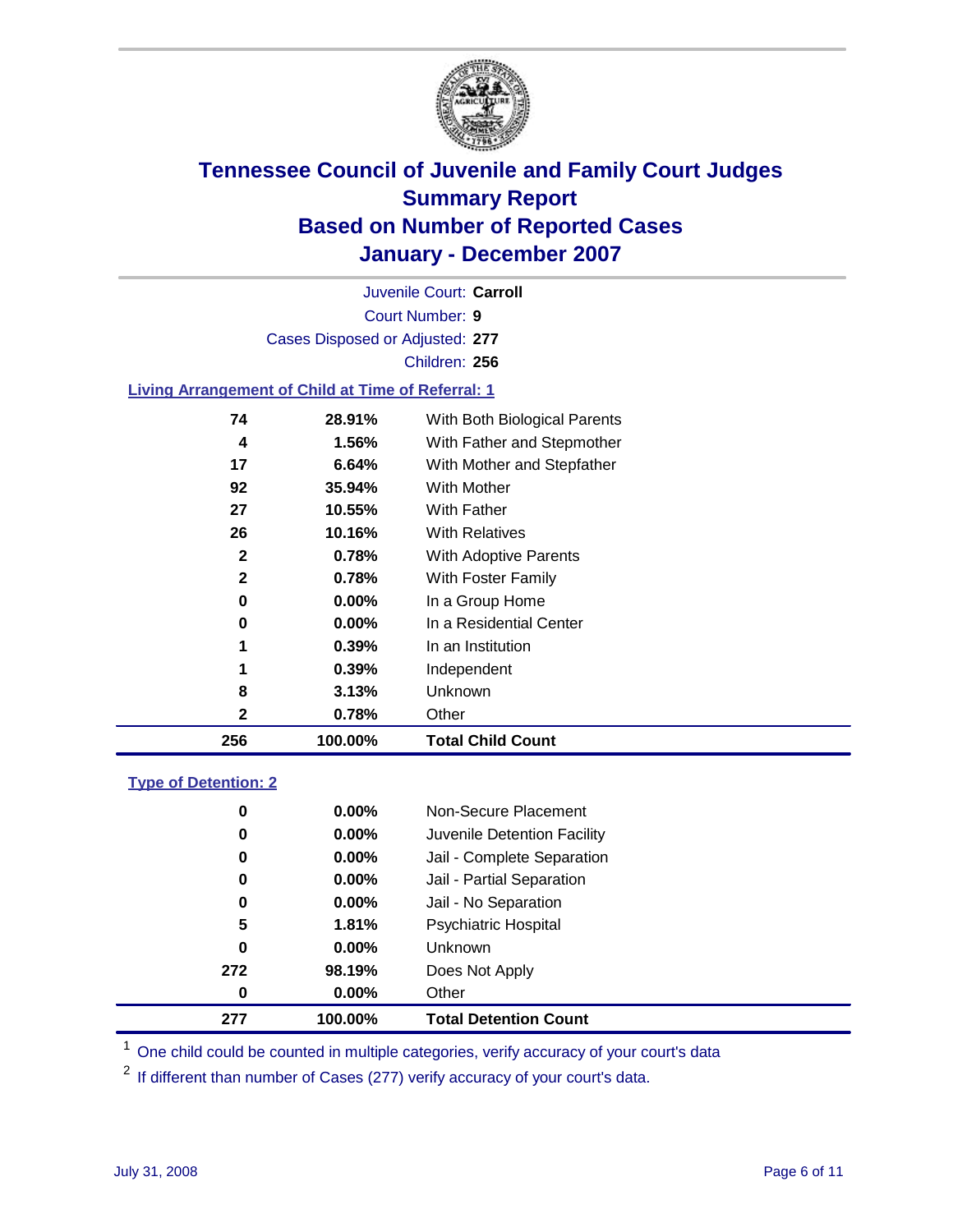# Tennessee Council of Juvenile and Family Court Judges
## Summary Report
## Based on Number of Reported Cases
## January - December 2007

Juvenile Court: **Carroll**

Court Number: **9**

Cases Disposed or Adjusted: **277**

Children: **256**

### Living Arrangement of Child at Time of Referral: 1

| | | |
|---|---|---|
| 74 | 28.91% | With Both Biological Parents |
| 4 | 1.56% | With Father and Stepmother |
| 17 | 6.64% | With Mother and Stepfather |
| 92 | 35.94% | With Mother |
| 27 | 10.55% | With Father |
| 26 | 10.16% | With Relatives |
| 2 | 0.78% | With Adoptive Parents |
| 2 | 0.78% | With Foster Family |
| 0 | 0.00% | In a Group Home |
| 0 | 0.00% | In a Residential Center |
| 1 | 0.39% | In an Institution |
| 1 | 0.39% | Independent |
| 8 | 3.13% | Unknown |
| 2 | 0.78% | Other |
| **256** | **100.00%** | **Total Child Count** |

### Type of Detention: 2

| | | |
|---|---|---|
| 0 | 0.00% | Non-Secure Placement |
| 0 | 0.00% | Juvenile Detention Facility |
| 0 | 0.00% | Jail - Complete Separation |
| 0 | 0.00% | Jail - Partial Separation |
| 0 | 0.00% | Jail - No Separation |
| 5 | 1.81% | Psychiatric Hospital |
| 0 | 0.00% | Unknown |
| 272 | 98.19% | Does Not Apply |
| 0 | 0.00% | Other |
| **277** | **100.00%** | **Total Detention Count** |

[1] One child could be counted in multiple categories, verify accuracy of your court's data

[2] If different than number of Cases (277) verify accuracy of your court's data.

July 31, 2008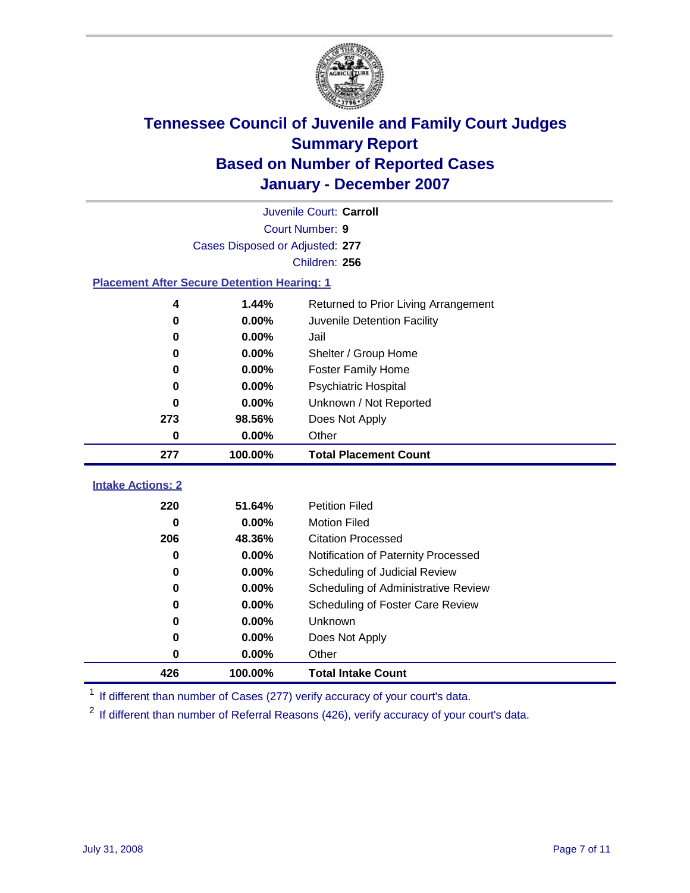# Tennessee Council of Juvenile and Family Court Judges
# Summary Report
# Based on Number of Reported Cases
# January - December 2007

Juvenile Court: **Carroll**

Court Number: **9**

Cases Disposed or Adjusted: **277**

Children: **256**

### Placement After Secure Detention Hearing: 1

| Count | Percent | Placement |
|---|---|---|
| 4 | 1.44% | Returned to Prior Living Arrangement |
| 0 | 0.00% | Juvenile Detention Facility |
| 0 | 0.00% | Jail |
| 0 | 0.00% | Shelter / Group Home |
| 0 | 0.00% | Foster Family Home |
| 0 | 0.00% | Psychiatric Hospital |
| 0 | 0.00% | Unknown / Not Reported |
| 273 | 98.56% | Does Not Apply |
| 0 | 0.00% | Other |
| **277** | **100.00%** | **Total Placement Count** |

### Intake Actions: 2

| Count | Percent | Intake Action |
|---|---|---|
| 220 | 51.64% | Petition Filed |
| 0 | 0.00% | Motion Filed |
| 206 | 48.36% | Citation Processed |
| 0 | 0.00% | Notification of Paternity Processed |
| 0 | 0.00% | Scheduling of Judicial Review |
| 0 | 0.00% | Scheduling of Administrative Review |
| 0 | 0.00% | Scheduling of Foster Care Review |
| 0 | 0.00% | Unknown |
| 0 | 0.00% | Does Not Apply |
| 0 | 0.00% | Other |
| **426** | **100.00%** | **Total Intake Count** |

[1] If different than number of Cases (277) verify accuracy of your court's data.

[2] If different than number of Referral Reasons (426), verify accuracy of your court's data.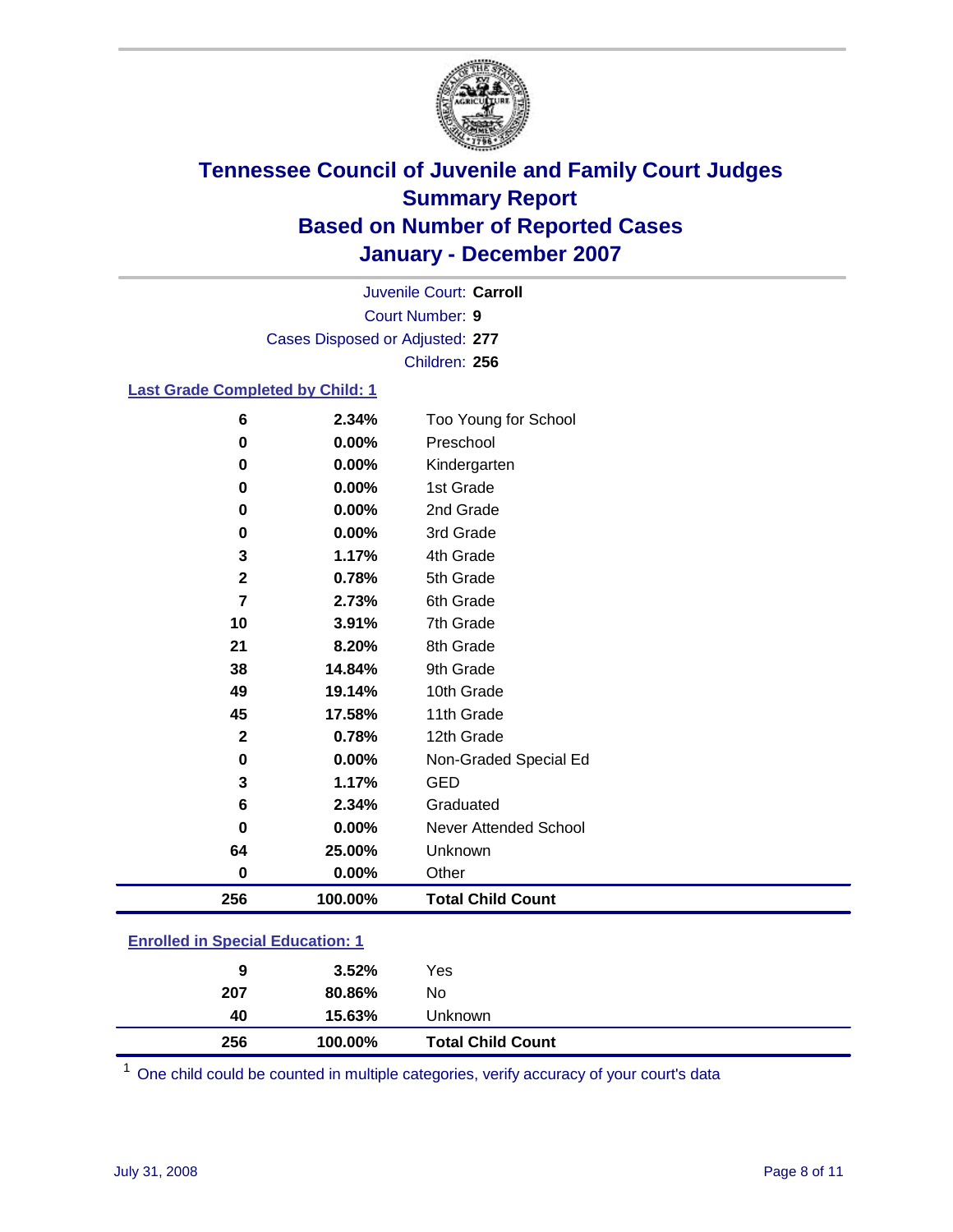# Tennessee Council of Juvenile and Family Court Judges
## Summary Report
## Based on Number of Reported Cases
## January - December 2007

Juvenile Court: **Carroll**

Court Number: **9**

Cases Disposed or Adjusted: **277**

Children: **256**

### Last Grade Completed by Child: 1

| Count | Percent | Category |
|---|---|---|
| 6 | 2.34% | Too Young for School |
| 0 | 0.00% | Preschool |
| 0 | 0.00% | Kindergarten |
| 0 | 0.00% | 1st Grade |
| 0 | 0.00% | 2nd Grade |
| 0 | 0.00% | 3rd Grade |
| 3 | 1.17% | 4th Grade |
| 2 | 0.78% | 5th Grade |
| 7 | 2.73% | 6th Grade |
| 10 | 3.91% | 7th Grade |
| 21 | 8.20% | 8th Grade |
| 38 | 14.84% | 9th Grade |
| 49 | 19.14% | 10th Grade |
| 45 | 17.58% | 11th Grade |
| 2 | 0.78% | 12th Grade |
| 0 | 0.00% | Non-Graded Special Ed |
| 3 | 1.17% | GED |
| 6 | 2.34% | Graduated |
| 0 | 0.00% | Never Attended School |
| 64 | 25.00% | Unknown |
| 0 | 0.00% | Other |
| **256** | **100.00%** | **Total Child Count** |

### Enrolled in Special Education: 1

| Count | Percent | Category |
|---|---|---|
| 9 | 3.52% | Yes |
| 207 | 80.86% | No |
| 40 | 15.63% | Unknown |
| **256** | **100.00%** | **Total Child Count** |

[1] One child could be counted in multiple categories, verify accuracy of your court's data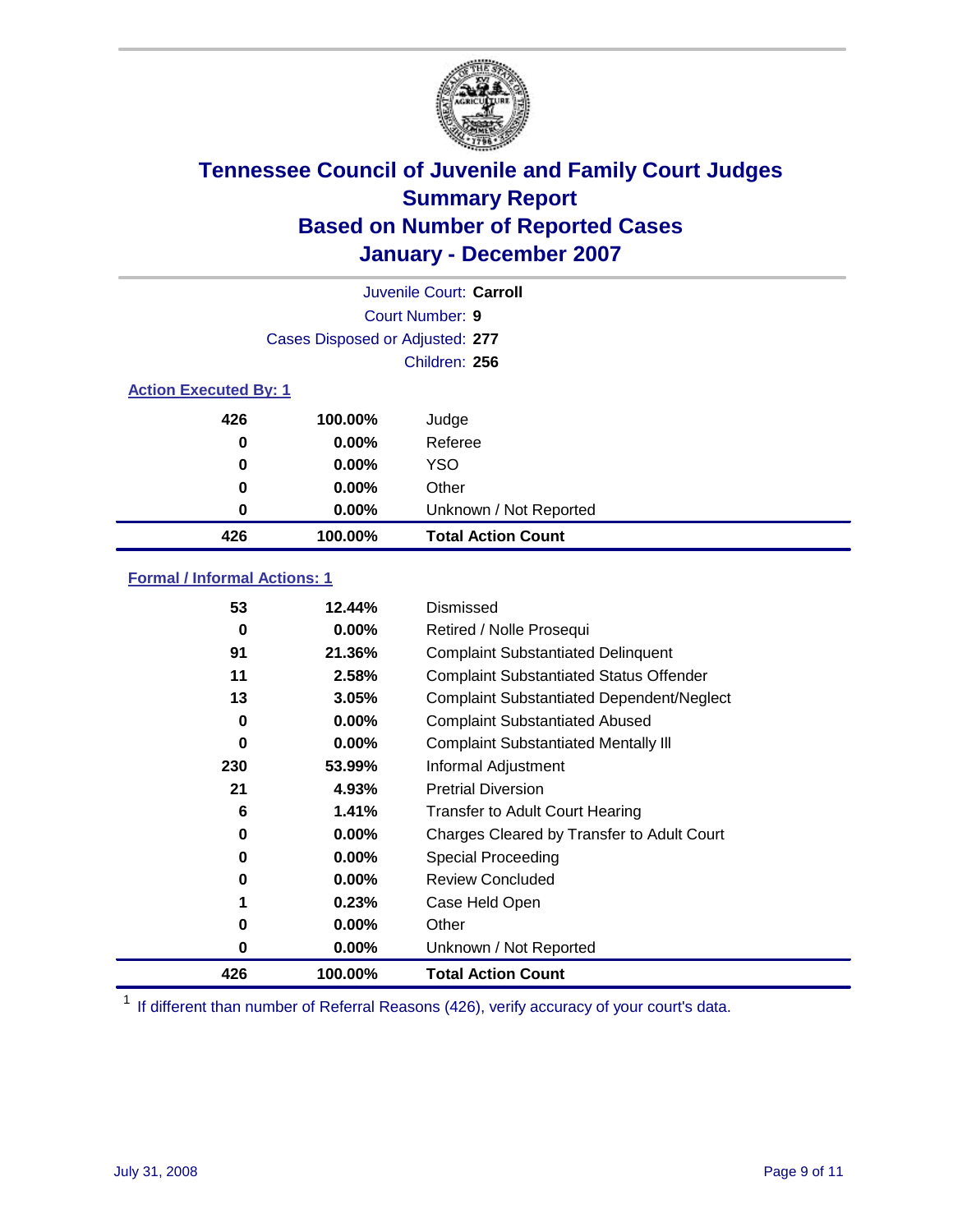# Tennessee Council of Juvenile and Family Court Judges
## Summary Report
## Based on Number of Reported Cases
## January - December 2007

Juvenile Court: **Carroll**

Court Number: **9**

Cases Disposed or Adjusted: **277**

Children: **256**

### Action Executed By: 1

| Count | Percent | Action |
|---|---|---|
| 426 | 100.00% | Judge |
| 0 | 0.00% | Referee |
| 0 | 0.00% | YSO |
| 0 | 0.00% | Other |
| 0 | 0.00% | Unknown / Not Reported |
| **426** | **100.00%** | **Total Action Count** |

### Formal / Informal Actions: 1

| Count | Percent | Action |
|---|---|---|
| 53 | 12.44% | Dismissed |
| 0 | 0.00% | Retired / Nolle Prosequi |
| 91 | 21.36% | Complaint Substantiated Delinquent |
| 11 | 2.58% | Complaint Substantiated Status Offender |
| 13 | 3.05% | Complaint Substantiated Dependent/Neglect |
| 0 | 0.00% | Complaint Substantiated Abused |
| 0 | 0.00% | Complaint Substantiated Mentally Ill |
| 230 | 53.99% | Informal Adjustment |
| 21 | 4.93% | Pretrial Diversion |
| 6 | 1.41% | Transfer to Adult Court Hearing |
| 0 | 0.00% | Charges Cleared by Transfer to Adult Court |
| 0 | 0.00% | Special Proceeding |
| 0 | 0.00% | Review Concluded |
| 1 | 0.23% | Case Held Open |
| 0 | 0.00% | Other |
| 0 | 0.00% | Unknown / Not Reported |
| **426** | **100.00%** | **Total Action Count** |

[1] If different than number of Referral Reasons (426), verify accuracy of your court's data.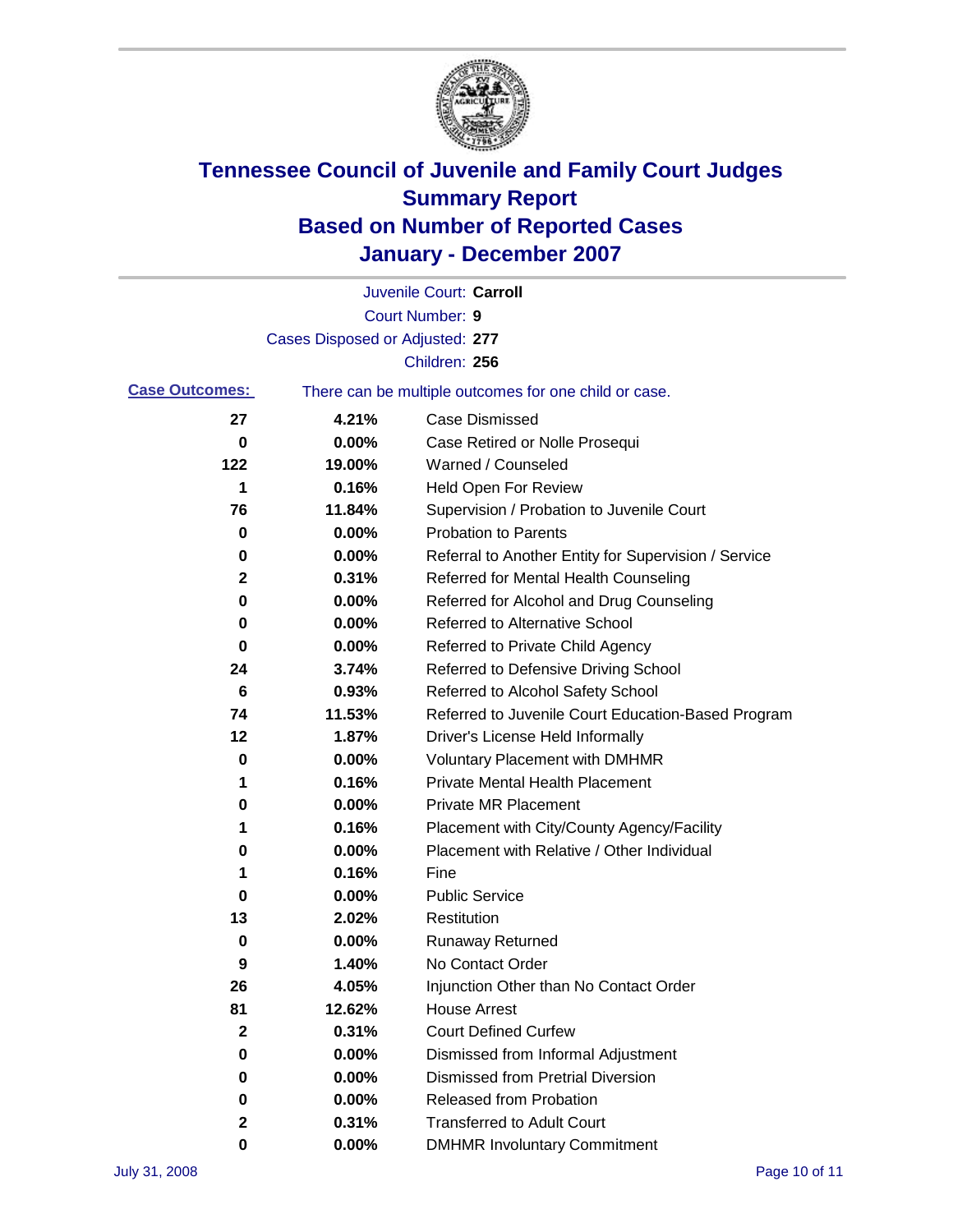# Tennessee Council of Juvenile and Family Court Judges
## Summary Report
## Based on Number of Reported Cases
## January - December 2007

Juvenile Court: **Carroll**

Court Number: **9**

Cases Disposed or Adjusted: **277**

Children: **256**

**Case Outcomes:** There can be multiple outcomes for one child or case.

| Count | Percent | Outcome |
|---|---|---|
| 27 | 4.21% | Case Dismissed |
| 0 | 0.00% | Case Retired or Nolle Prosequi |
| 122 | 19.00% | Warned / Counseled |
| 1 | 0.16% | Held Open For Review |
| 76 | 11.84% | Supervision / Probation to Juvenile Court |
| 0 | 0.00% | Probation to Parents |
| 0 | 0.00% | Referral to Another Entity for Supervision / Service |
| 2 | 0.31% | Referred for Mental Health Counseling |
| 0 | 0.00% | Referred for Alcohol and Drug Counseling |
| 0 | 0.00% | Referred to Alternative School |
| 0 | 0.00% | Referred to Private Child Agency |
| 24 | 3.74% | Referred to Defensive Driving School |
| 6 | 0.93% | Referred to Alcohol Safety School |
| 74 | 11.53% | Referred to Juvenile Court Education-Based Program |
| 12 | 1.87% | Driver's License Held Informally |
| 0 | 0.00% | Voluntary Placement with DMHMR |
| 1 | 0.16% | Private Mental Health Placement |
| 0 | 0.00% | Private MR Placement |
| 1 | 0.16% | Placement with City/County Agency/Facility |
| 0 | 0.00% | Placement with Relative / Other Individual |
| 1 | 0.16% | Fine |
| 0 | 0.00% | Public Service |
| 13 | 2.02% | Restitution |
| 0 | 0.00% | Runaway Returned |
| 9 | 1.40% | No Contact Order |
| 26 | 4.05% | Injunction Other than No Contact Order |
| 81 | 12.62% | House Arrest |
| 2 | 0.31% | Court Defined Curfew |
| 0 | 0.00% | Dismissed from Informal Adjustment |
| 0 | 0.00% | Dismissed from Pretrial Diversion |
| 0 | 0.00% | Released from Probation |
| 2 | 0.31% | Transferred to Adult Court |
| 0 | 0.00% | DMHMR Involuntary Commitment |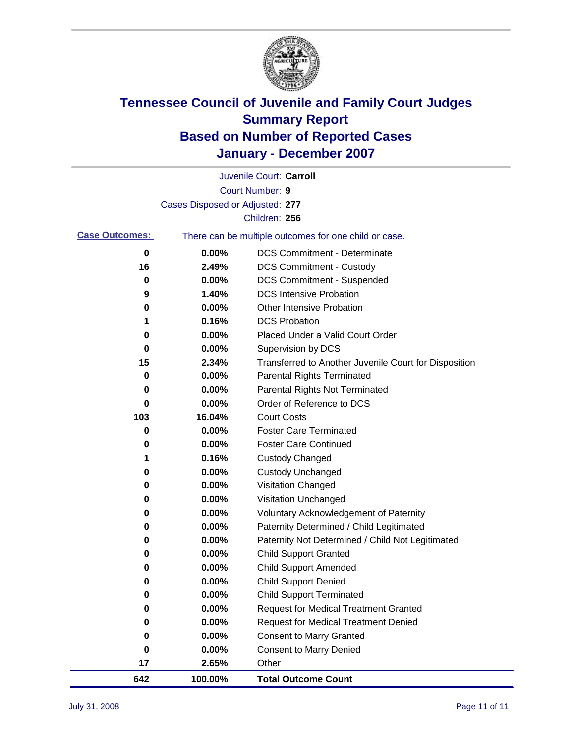# Tennessee Council of Juvenile and Family Court Judges
## Summary Report
## Based on Number of Reported Cases
## January - December 2007

Juvenile Court: **Carroll**

Court Number: **9**

Cases Disposed or Adjusted: **277**

Children: **256**

**Case Outcomes:** There can be multiple outcomes for one child or case.

| | | |
|---|---|---|
| 0 | 0.00% | DCS Commitment - Determinate |
| 16 | 2.49% | DCS Commitment - Custody |
| 0 | 0.00% | DCS Commitment - Suspended |
| 9 | 1.40% | DCS Intensive Probation |
| 0 | 0.00% | Other Intensive Probation |
| 1 | 0.16% | DCS Probation |
| 0 | 0.00% | Placed Under a Valid Court Order |
| 0 | 0.00% | Supervision by DCS |
| 15 | 2.34% | Transferred to Another Juvenile Court for Disposition |
| 0 | 0.00% | Parental Rights Terminated |
| 0 | 0.00% | Parental Rights Not Terminated |
| 0 | 0.00% | Order of Reference to DCS |
| 103 | 16.04% | Court Costs |
| 0 | 0.00% | Foster Care Terminated |
| 0 | 0.00% | Foster Care Continued |
| 1 | 0.16% | Custody Changed |
| 0 | 0.00% | Custody Unchanged |
| 0 | 0.00% | Visitation Changed |
| 0 | 0.00% | Visitation Unchanged |
| 0 | 0.00% | Voluntary Acknowledgement of Paternity |
| 0 | 0.00% | Paternity Determined / Child Legitimated |
| 0 | 0.00% | Paternity Not Determined / Child Not Legitimated |
| 0 | 0.00% | Child Support Granted |
| 0 | 0.00% | Child Support Amended |
| 0 | 0.00% | Child Support Denied |
| 0 | 0.00% | Child Support Terminated |
| 0 | 0.00% | Request for Medical Treatment Granted |
| 0 | 0.00% | Request for Medical Treatment Denied |
| 0 | 0.00% | Consent to Marry Granted |
| 0 | 0.00% | Consent to Marry Denied |
| 17 | 2.65% | Other |
| **642** | **100.00%** | **Total Outcome Count** |

July 31, 2008